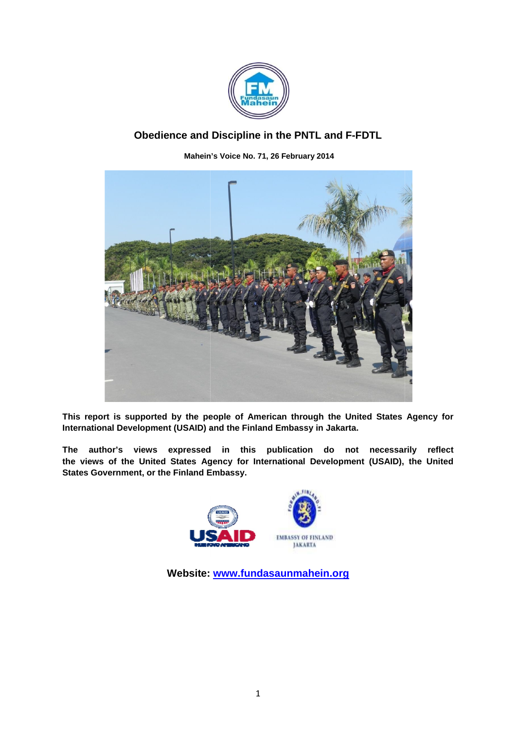# Obedience and Discipline in the PNTL and F-FDTL

**Mahein's Voice No. 71, 26 February 2014**

**This report is supported by the people of American through the United States Agency for International Development (USAID) and the Finland Embassy in Jakarta.**

**The author's views expressed in this publication do not necessarily reflect the views of the United States Agency for International Development (USAID), the United States Government, or the Finland Embassy.**

**Website: [www.fundasaunmahein.org](www.fundasaunmahein.org)**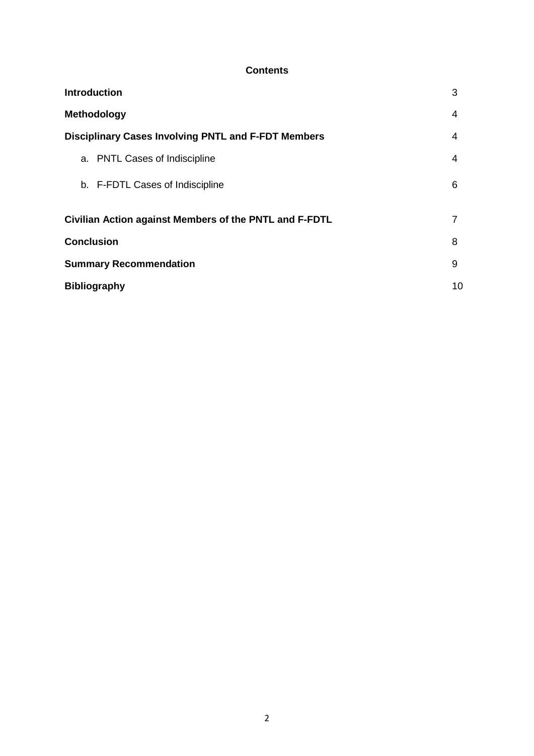**Contents**

| | |
|---|---|
| **Introduction** | 3 |
| **Methodology** | 4 |
| **Disciplinary Cases Involving PNTL and F-FDT Members** | 4 |
| a. PNTL Cases of Indiscipline | 4 |
| b. F-FDTL Cases of Indiscipline | 6 |
| **Civilian Action against Members of the PNTL and F-FDTL** | 7 |
| **Conclusion** | 8 |
| **Summary Recommendation** | 9 |
| **Bibliography** | 10 |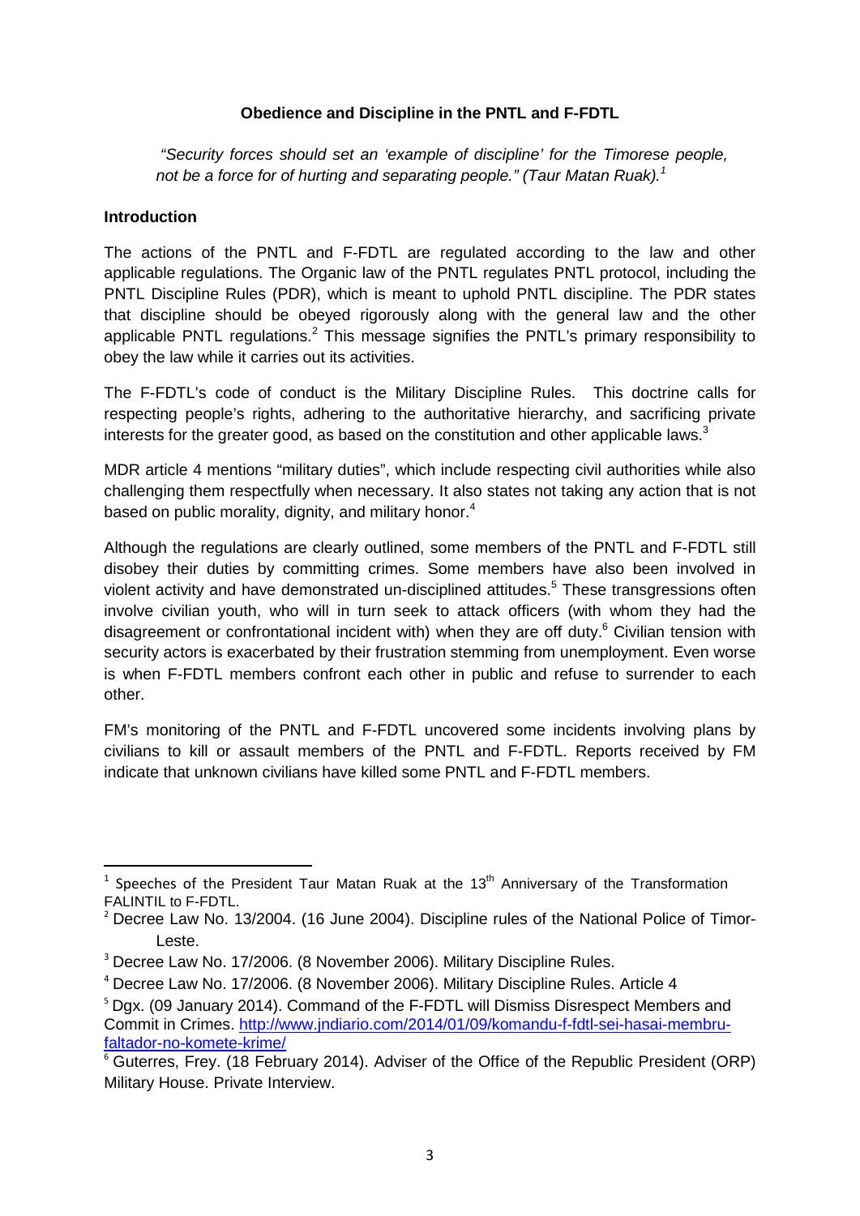**Obedience and Discipline in the PNTL and F-FDTL**

*"Security forces should set an 'example of discipline' for the Timorese people, not be a force for of hurting and separating people." (Taur Matan Ruak).*[1]

**Introduction**

The actions of the PNTL and F-FDTL are regulated according to the law and other applicable regulations. The Organic law of the PNTL regulates PNTL protocol, including the PNTL Discipline Rules (PDR), which is meant to uphold PNTL discipline. The PDR states that discipline should be obeyed rigorously along with the general law and the other applicable PNTL regulations.[2] This message signifies the PNTL's primary responsibility to obey the law while it carries out its activities.

The F-FDTL's code of conduct is the Military Discipline Rules. This doctrine calls for respecting people's rights, adhering to the authoritative hierarchy, and sacrificing private interests for the greater good, as based on the constitution and other applicable laws.[3]

MDR article 4 mentions "military duties", which include respecting civil authorities while also challenging them respectfully when necessary. It also states not taking any action that is not based on public morality, dignity, and military honor.[4]

Although the regulations are clearly outlined, some members of the PNTL and F-FDTL still disobey their duties by committing crimes. Some members have also been involved in violent activity and have demonstrated un-disciplined attitudes.[5] These transgressions often involve civilian youth, who will in turn seek to attack officers (with whom they had the disagreement or confrontational incident with) when they are off duty.[6] Civilian tension with security actors is exacerbated by their frustration stemming from unemployment. Even worse is when F-FDTL members confront each other in public and refuse to surrender to each other.

FM's monitoring of the PNTL and F-FDTL uncovered some incidents involving plans by civilians to kill or assault members of the PNTL and F-FDTL. Reports received by FM indicate that unknown civilians have killed some PNTL and F-FDTL members.

---

[1] Speeches of the President Taur Matan Ruak at the 13th Anniversary of the Transformation FALINTIL to F-FDTL.

[2] Decree Law No. 13/2004. (16 June 2004). Discipline rules of the National Police of Timor-Leste.

[3] Decree Law No. 17/2006. (8 November 2006). Military Discipline Rules.

[4] Decree Law No. 17/2006. (8 November 2006). Military Discipline Rules. Article 4

[5] Dgx. (09 January 2014). Command of the F-FDTL will Dismiss Disrespect Members and Commit in Crimes. http://www.jndiario.com/2014/01/09/komandu-f-fdtl-sei-hasai-membru-faltador-no-komete-krime/

[6] Guterres, Frey. (18 February 2014). Adviser of the Office of the Republic President (ORP) Military House. Private Interview.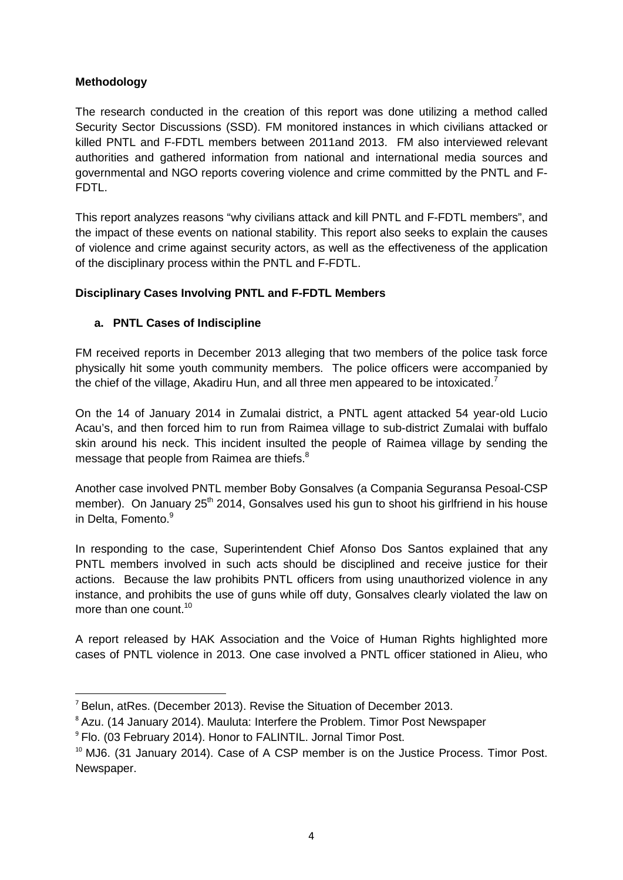**Methodology**

The research conducted in the creation of this report was done utilizing a method called Security Sector Discussions (SSD). FM monitored instances in which civilians attacked or killed PNTL and F-FDTL members between 2011and 2013. FM also interviewed relevant authorities and gathered information from national and international media sources and governmental and NGO reports covering violence and crime committed by the PNTL and F-FDTL.

This report analyzes reasons "why civilians attack and kill PNTL and F-FDTL members", and the impact of these events on national stability. This report also seeks to explain the causes of violence and crime against security actors, as well as the effectiveness of the application of the disciplinary process within the PNTL and F-FDTL.

**Disciplinary Cases Involving PNTL and F-FDTL Members**

**a. PNTL Cases of Indiscipline**

FM received reports in December 2013 alleging that two members of the police task force physically hit some youth community members. The police officers were accompanied by the chief of the village, Akadiru Hun, and all three men appeared to be intoxicated.[7]

On the 14 of January 2014 in Zumalai district, a PNTL agent attacked 54 year-old Lucio Acau's, and then forced him to run from Raimea village to sub-district Zumalai with buffalo skin around his neck. This incident insulted the people of Raimea village by sending the message that people from Raimea are thiefs.[8]

Another case involved PNTL member Boby Gonsalves (a Compania Seguransa Pesoal-CSP member). On January 25th 2014, Gonsalves used his gun to shoot his girlfriend in his house in Delta, Fomento.[9]

In responding to the case, Superintendent Chief Afonso Dos Santos explained that any PNTL members involved in such acts should be disciplined and receive justice for their actions. Because the law prohibits PNTL officers from using unauthorized violence in any instance, and prohibits the use of guns while off duty, Gonsalves clearly violated the law on more than one count.[10]

A report released by HAK Association and the Voice of Human Rights highlighted more cases of PNTL violence in 2013. One case involved a PNTL officer stationed in Alieu, who

---

[7] Belun, atRes. (December 2013). Revise the Situation of December 2013.

[8] Azu. (14 January 2014). Mauluta: Interfere the Problem. Timor Post Newspaper

[9] Flo. (03 February 2014). Honor to FALINTIL. Jornal Timor Post.

[10] MJ6. (31 January 2014). Case of A CSP member is on the Justice Process. Timor Post. Newspaper.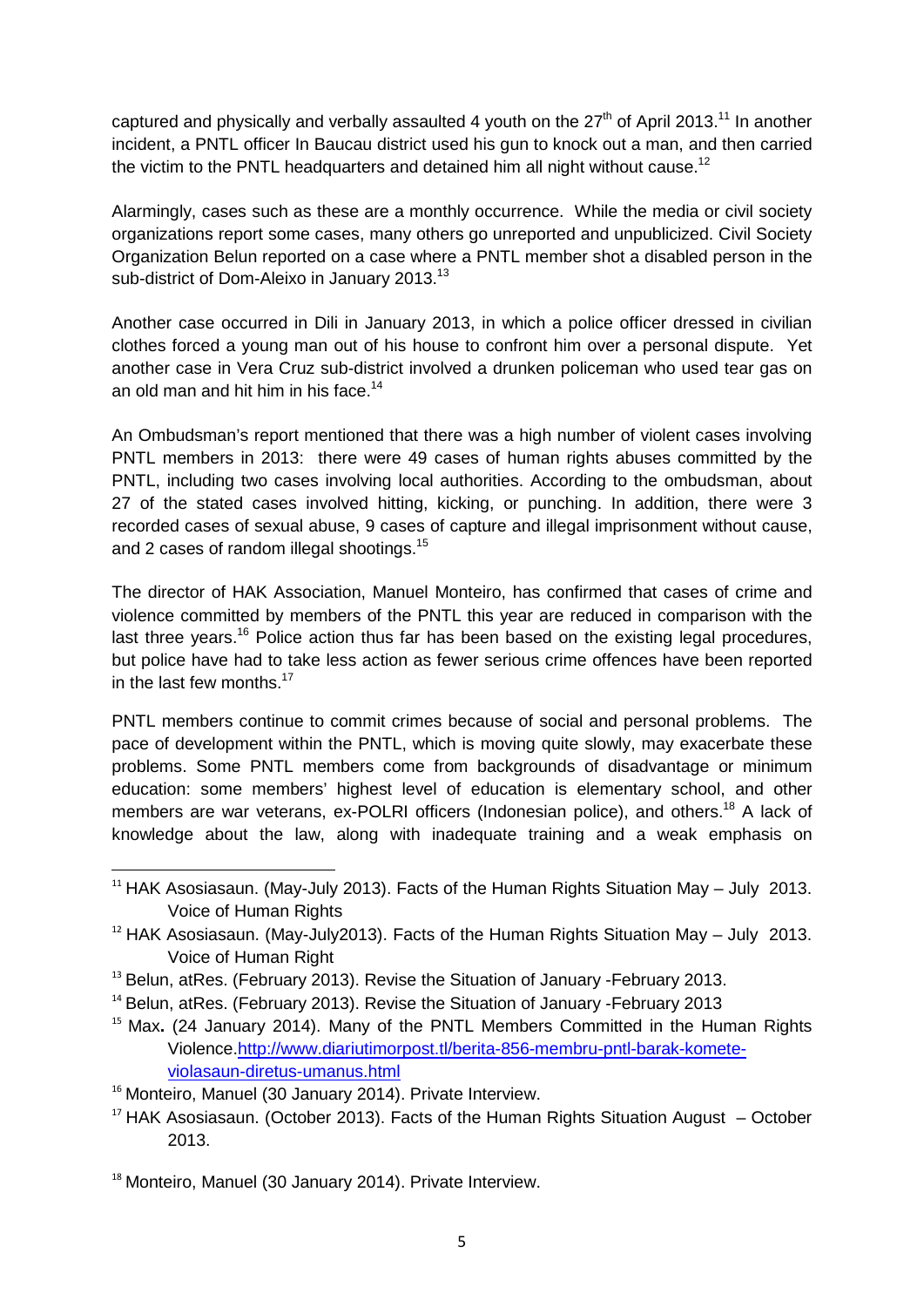captured and physically and verbally assaulted 4 youth on the 27th of April 2013.[11] In another incident, a PNTL officer In Baucau district used his gun to knock out a man, and then carried the victim to the PNTL headquarters and detained him all night without cause.[12]

Alarmingly, cases such as these are a monthly occurrence. While the media or civil society organizations report some cases, many others go unreported and unpublicized. Civil Society Organization Belun reported on a case where a PNTL member shot a disabled person in the sub-district of Dom-Aleixo in January 2013.[13]

Another case occurred in Dili in January 2013, in which a police officer dressed in civilian clothes forced a young man out of his house to confront him over a personal dispute. Yet another case in Vera Cruz sub-district involved a drunken policeman who used tear gas on an old man and hit him in his face.[14]

An Ombudsman's report mentioned that there was a high number of violent cases involving PNTL members in 2013: there were 49 cases of human rights abuses committed by the PNTL, including two cases involving local authorities. According to the ombudsman, about 27 of the stated cases involved hitting, kicking, or punching. In addition, there were 3 recorded cases of sexual abuse, 9 cases of capture and illegal imprisonment without cause, and 2 cases of random illegal shootings.[15]

The director of HAK Association, Manuel Monteiro, has confirmed that cases of crime and violence committed by members of the PNTL this year are reduced in comparison with the last three years.[16] Police action thus far has been based on the existing legal procedures, but police have had to take less action as fewer serious crime offences have been reported in the last few months.[17]

PNTL members continue to commit crimes because of social and personal problems. The pace of development within the PNTL, which is moving quite slowly, may exacerbate these problems. Some PNTL members come from backgrounds of disadvantage or minimum education: some members' highest level of education is elementary school, and other members are war veterans, ex-POLRI officers (Indonesian police), and others.[18] A lack of knowledge about the law, along with inadequate training and a weak emphasis on

---

[11] HAK Asosiasaun. (May-July 2013). Facts of the Human Rights Situation May – July 2013. Voice of Human Rights

[12] HAK Asosiasaun. (May-July2013). Facts of the Human Rights Situation May – July 2013. Voice of Human Right

[13] Belun, atRes. (February 2013). Revise the Situation of January -February 2013.

[14] Belun, atRes. (February 2013). Revise the Situation of January -February 2013

[15] Max**.** (24 January 2014). Many of the PNTL Members Committed in the Human Rights Violence.http://www.diariutimorpost.tl/berita-856-membru-pntl-barak-komete-violasaun-diretus-umanus.html

[16] Monteiro, Manuel (30 January 2014). Private Interview.

[17] HAK Asosiasaun. (October 2013). Facts of the Human Rights Situation August – October 2013.

[18] Monteiro, Manuel (30 January 2014). Private Interview.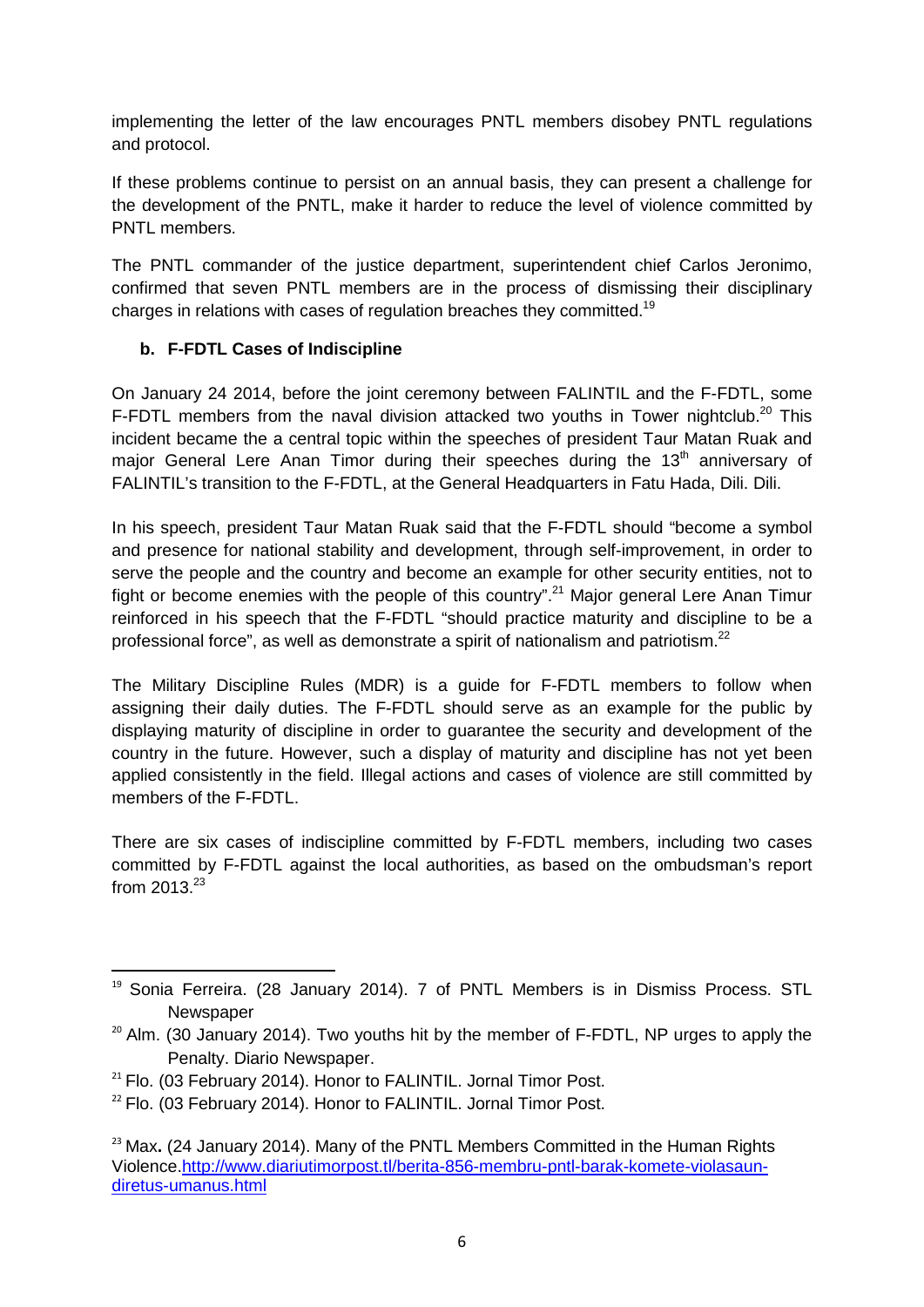implementing the letter of the law encourages PNTL members disobey PNTL regulations and protocol.

If these problems continue to persist on an annual basis, they can present a challenge for the development of the PNTL, make it harder to reduce the level of violence committed by PNTL members.

The PNTL commander of the justice department, superintendent chief Carlos Jeronimo, confirmed that seven PNTL members are in the process of dismissing their disciplinary charges in relations with cases of regulation breaches they committed.[19]

### b. F-FDTL Cases of Indiscipline

On January 24 2014, before the joint ceremony between FALINTIL and the F-FDTL, some F-FDTL members from the naval division attacked two youths in Tower nightclub.[20] This incident became the a central topic within the speeches of president Taur Matan Ruak and major General Lere Anan Timor during their speeches during the 13th anniversary of FALINTIL's transition to the F-FDTL, at the General Headquarters in Fatu Hada, Dili. Dili.

In his speech, president Taur Matan Ruak said that the F-FDTL should "become a symbol and presence for national stability and development, through self-improvement, in order to serve the people and the country and become an example for other security entities, not to fight or become enemies with the people of this country".[21] Major general Lere Anan Timur reinforced in his speech that the F-FDTL "should practice maturity and discipline to be a professional force", as well as demonstrate a spirit of nationalism and patriotism.[22]

The Military Discipline Rules (MDR) is a guide for F-FDTL members to follow when assigning their daily duties. The F-FDTL should serve as an example for the public by displaying maturity of discipline in order to guarantee the security and development of the country in the future. However, such a display of maturity and discipline has not yet been applied consistently in the field. Illegal actions and cases of violence are still committed by members of the F-FDTL.

There are six cases of indiscipline committed by F-FDTL members, including two cases committed by F-FDTL against the local authorities, as based on the ombudsman's report from 2013.[23]

---

[19] Sonia Ferreira. (28 January 2014). 7 of PNTL Members is in Dismiss Process. STL Newspaper

[20] Alm. (30 January 2014). Two youths hit by the member of F-FDTL, NP urges to apply the Penalty. Diario Newspaper.

[21] Flo. (03 February 2014). Honor to FALINTIL. Jornal Timor Post.

[22] Flo. (03 February 2014). Honor to FALINTIL. Jornal Timor Post.

[23] Max**.** (24 January 2014). Many of the PNTL Members Committed in the Human Rights Violence.http://www.diariutimorpost.tl/berita-856-membru-pntl-barak-komete-violasaun-diretus-umanus.html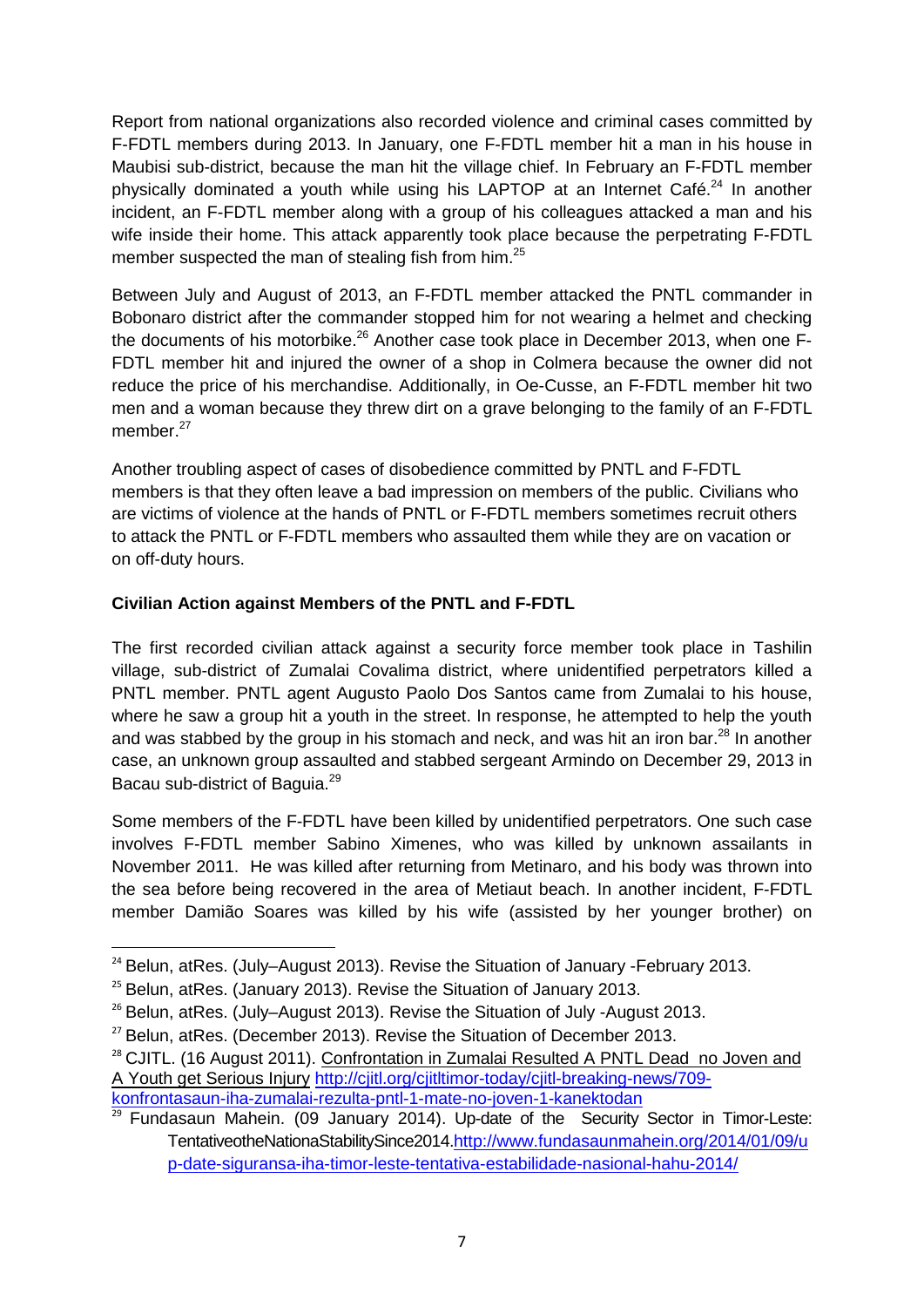Report from national organizations also recorded violence and criminal cases committed by F-FDTL members during 2013. In January, one F-FDTL member hit a man in his house in Maubisi sub-district, because the man hit the village chief. In February an F-FDTL member physically dominated a youth while using his LAPTOP at an Internet Café.[24] In another incident, an F-FDTL member along with a group of his colleagues attacked a man and his wife inside their home. This attack apparently took place because the perpetrating F-FDTL member suspected the man of stealing fish from him.[25]

Between July and August of 2013, an F-FDTL member attacked the PNTL commander in Bobonaro district after the commander stopped him for not wearing a helmet and checking the documents of his motorbike.[26] Another case took place in December 2013, when one F-FDTL member hit and injured the owner of a shop in Colmera because the owner did not reduce the price of his merchandise. Additionally, in Oe-Cusse, an F-FDTL member hit two men and a woman because they threw dirt on a grave belonging to the family of an F-FDTL member.[27]

Another troubling aspect of cases of disobedience committed by PNTL and F-FDTL members is that they often leave a bad impression on members of the public. Civilians who are victims of violence at the hands of PNTL or F-FDTL members sometimes recruit others to attack the PNTL or F-FDTL members who assaulted them while they are on vacation or on off-duty hours.

**Civilian Action against Members of the PNTL and F-FDTL**

The first recorded civilian attack against a security force member took place in Tashilin village, sub-district of Zumalai Covalima district, where unidentified perpetrators killed a PNTL member. PNTL agent Augusto Paolo Dos Santos came from Zumalai to his house, where he saw a group hit a youth in the street. In response, he attempted to help the youth and was stabbed by the group in his stomach and neck, and was hit an iron bar.[28] In another case, an unknown group assaulted and stabbed sergeant Armindo on December 29, 2013 in Bacau sub-district of Baguia.[29]

Some members of the F-FDTL have been killed by unidentified perpetrators. One such case involves F-FDTL member Sabino Ximenes, who was killed by unknown assailants in November 2011. He was killed after returning from Metinaro, and his body was thrown into the sea before being recovered in the area of Metiaut beach. In another incident, F-FDTL member Damião Soares was killed by his wife (assisted by her younger brother) on

---

[24] Belun, atRes. (July–August 2013). Revise the Situation of January -February 2013.

[25] Belun, atRes. (January 2013). Revise the Situation of January 2013.

[26] Belun, atRes. (July–August 2013). Revise the Situation of July -August 2013.

[27] Belun, atRes. (December 2013). Revise the Situation of December 2013.

[28] CJITL. (16 August 2011). Confrontation in Zumalai Resulted A PNTL Dead no Joven and A Youth get Serious Injury http://cjitl.org/cjitltimor-today/cjitl-breaking-news/709-konfrontasaun-iha-zumalai-rezulta-pntl-1-mate-no-joven-1-kanektodan

[29] Fundasaun Mahein. (09 January 2014). Up-date of the Security Sector in Timor-Leste: TentativeotheNationaStabilitySince2014.http://www.fundasaunmahein.org/2014/01/09/up-date-siguransa-iha-timor-leste-tentativa-estabilidade-nasional-hahu-2014/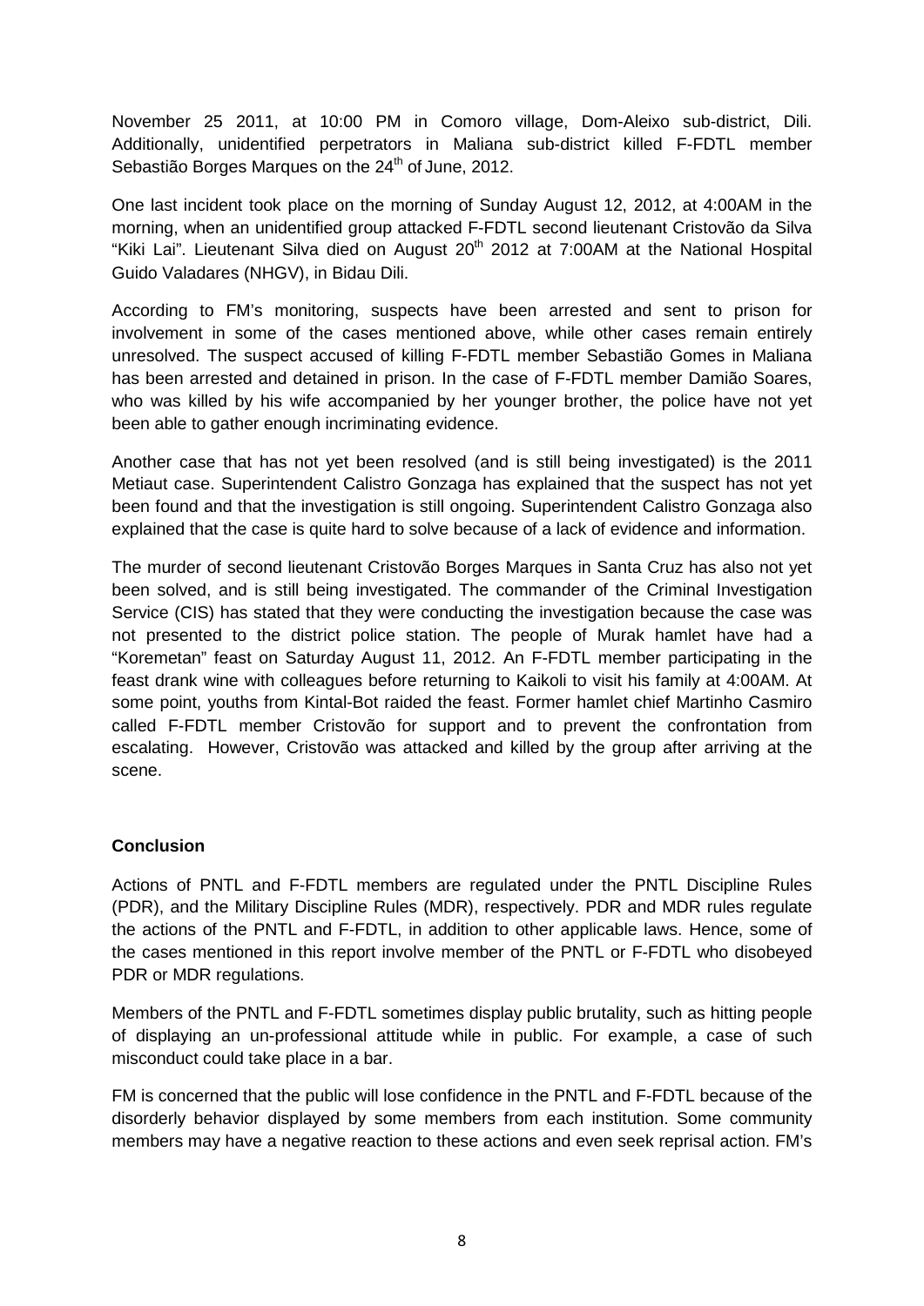November 25 2011, at 10:00 PM in Comoro village, Dom-Aleixo sub-district, Dili. Additionally, unidentified perpetrators in Maliana sub-district killed F-FDTL member Sebastião Borges Marques on the 24th of June, 2012.

One last incident took place on the morning of Sunday August 12, 2012, at 4:00AM in the morning, when an unidentified group attacked F-FDTL second lieutenant Cristovão da Silva "Kiki Lai". Lieutenant Silva died on August 20th 2012 at 7:00AM at the National Hospital Guido Valadares (NHGV), in Bidau Dili.

According to FM's monitoring, suspects have been arrested and sent to prison for involvement in some of the cases mentioned above, while other cases remain entirely unresolved. The suspect accused of killing F-FDTL member Sebastião Gomes in Maliana has been arrested and detained in prison. In the case of F-FDTL member Damião Soares, who was killed by his wife accompanied by her younger brother, the police have not yet been able to gather enough incriminating evidence.

Another case that has not yet been resolved (and is still being investigated) is the 2011 Metiaut case. Superintendent Calistro Gonzaga has explained that the suspect has not yet been found and that the investigation is still ongoing. Superintendent Calistro Gonzaga also explained that the case is quite hard to solve because of a lack of evidence and information.

The murder of second lieutenant Cristovão Borges Marques in Santa Cruz has also not yet been solved, and is still being investigated. The commander of the Criminal Investigation Service (CIS) has stated that they were conducting the investigation because the case was not presented to the district police station. The people of Murak hamlet have had a "Koremetan" feast on Saturday August 11, 2012. An F-FDTL member participating in the feast drank wine with colleagues before returning to Kaikoli to visit his family at 4:00AM. At some point, youths from Kintal-Bot raided the feast. Former hamlet chief Martinho Casmiro called F-FDTL member Cristovão for support and to prevent the confrontation from escalating. However, Cristovão was attacked and killed by the group after arriving at the scene.

**Conclusion**

Actions of PNTL and F-FDTL members are regulated under the PNTL Discipline Rules (PDR), and the Military Discipline Rules (MDR), respectively. PDR and MDR rules regulate the actions of the PNTL and F-FDTL, in addition to other applicable laws. Hence, some of the cases mentioned in this report involve member of the PNTL or F-FDTL who disobeyed PDR or MDR regulations.

Members of the PNTL and F-FDTL sometimes display public brutality, such as hitting people of displaying an un-professional attitude while in public. For example, a case of such misconduct could take place in a bar.

FM is concerned that the public will lose confidence in the PNTL and F-FDTL because of the disorderly behavior displayed by some members from each institution. Some community members may have a negative reaction to these actions and even seek reprisal action. FM's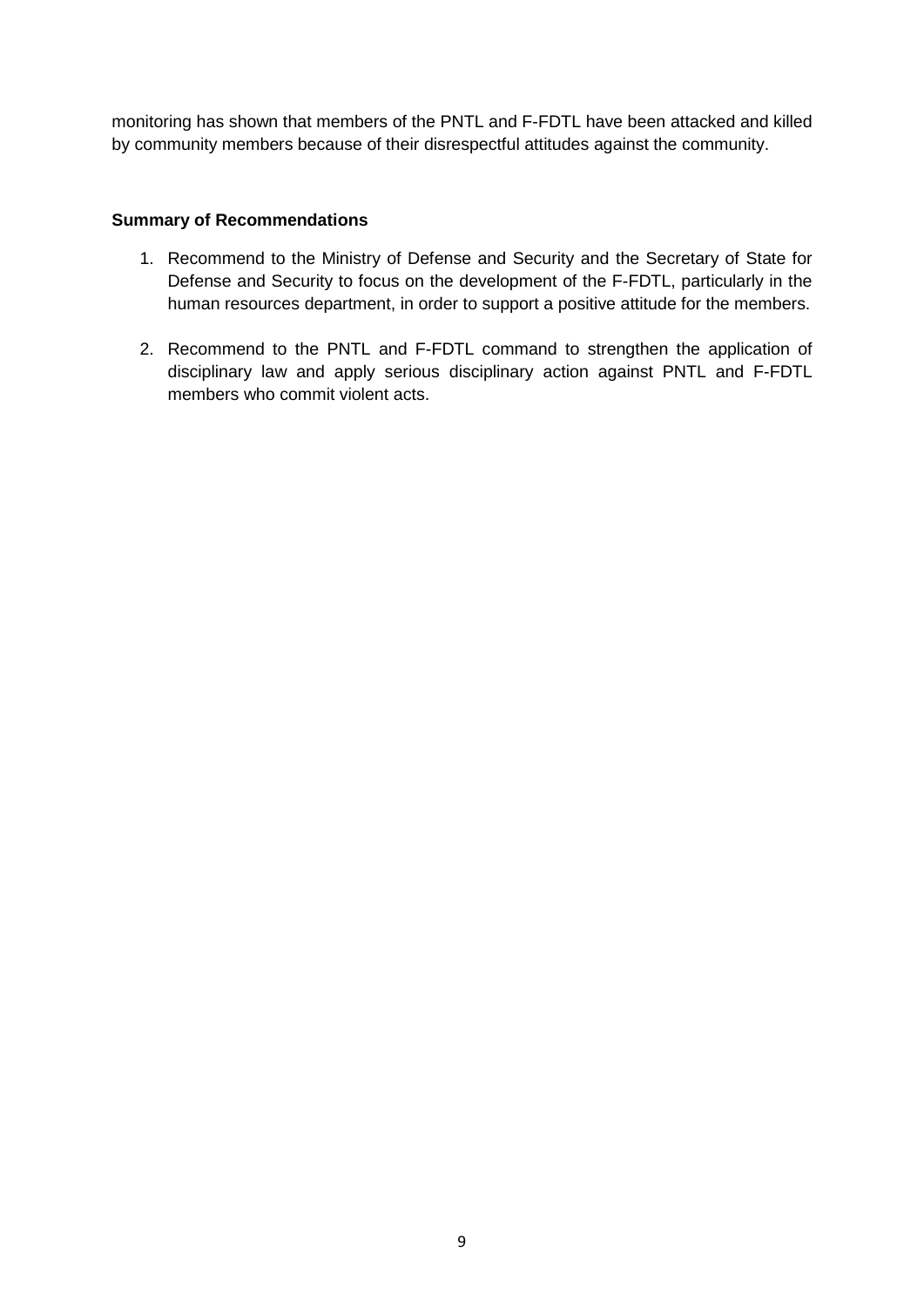monitoring has shown that members of the PNTL and F-FDTL have been attacked and killed by community members because of their disrespectful attitudes against the community.

**Summary of Recommendations**

1. Recommend to the Ministry of Defense and Security and the Secretary of State for Defense and Security to focus on the development of the F-FDTL, particularly in the human resources department, in order to support a positive attitude for the members.

2. Recommend to the PNTL and F-FDTL command to strengthen the application of disciplinary law and apply serious disciplinary action against PNTL and F-FDTL members who commit violent acts.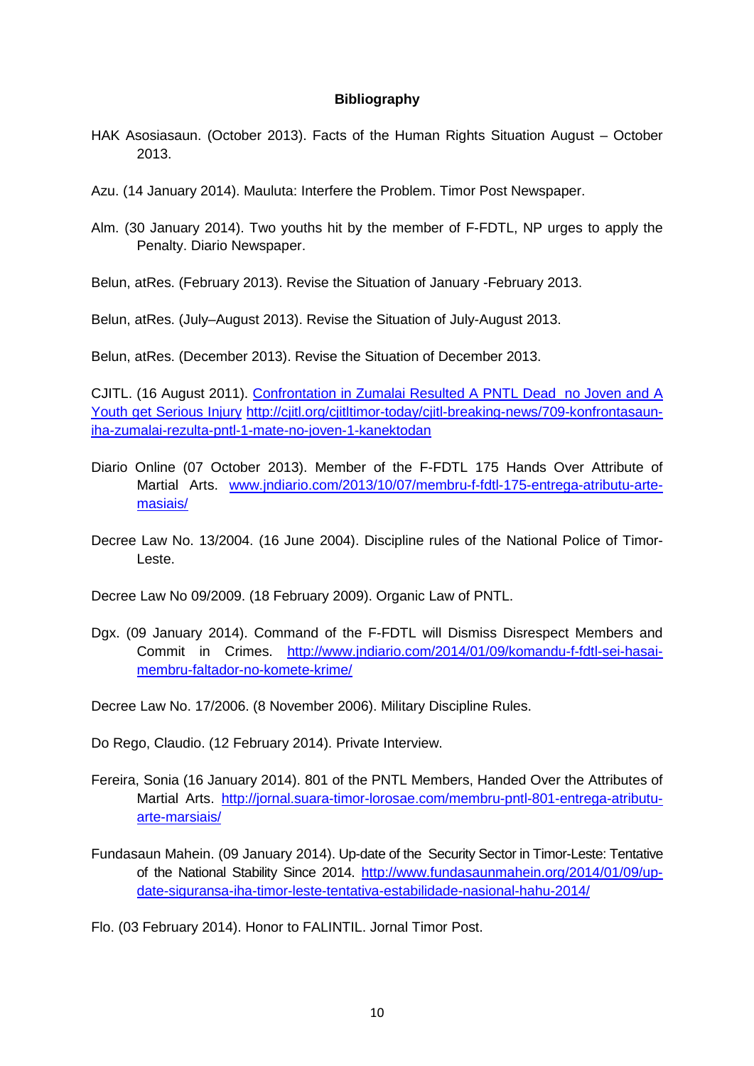# Bibliography

HAK Asosiasaun. (October 2013). Facts of the Human Rights Situation August – October 2013.

Azu. (14 January 2014). Mauluta: Interfere the Problem. Timor Post Newspaper.

Alm. (30 January 2014). Two youths hit by the member of F-FDTL, NP urges to apply the Penalty. Diario Newspaper.

Belun, atRes. (February 2013). Revise the Situation of January -February 2013.

Belun, atRes. (July–August 2013). Revise the Situation of July-August 2013.

Belun, atRes. (December 2013). Revise the Situation of December 2013.

CJITL. (16 August 2011). [Confrontation in Zumalai Resulted A PNTL Dead no Joven and A Youth get Serious Injury](http://cjitl.org/cjitltimor-today/cjitl-breaking-news/709-konfrontasaun-iha-zumalai-rezulta-pntl-1-mate-no-joven-1-kanektodan) http://cjitl.org/cjitltimor-today/cjitl-breaking-news/709-konfrontasaun-iha-zumalai-rezulta-pntl-1-mate-no-joven-1-kanektodan

Diario Online (07 October 2013). Member of the F-FDTL 175 Hands Over Attribute of Martial Arts. www.jndiario.com/2013/10/07/membru-f-fdtl-175-entrega-atributu-arte-masiais/

Decree Law No. 13/2004. (16 June 2004). Discipline rules of the National Police of Timor-Leste.

Decree Law No 09/2009. (18 February 2009). Organic Law of PNTL.

Dgx. (09 January 2014). Command of the F-FDTL will Dismiss Disrespect Members and Commit in Crimes. http://www.jndiario.com/2014/01/09/komandu-f-fdtl-sei-hasai-membru-faltador-no-komete-krime/

Decree Law No. 17/2006. (8 November 2006). Military Discipline Rules.

Do Rego, Claudio. (12 February 2014). Private Interview.

Fereira, Sonia (16 January 2014). 801 of the PNTL Members, Handed Over the Attributes of Martial Arts. http://jornal.suara-timor-lorosae.com/membru-pntl-801-entrega-atributu-arte-marsiais/

Fundasaun Mahein. (09 January 2014). Up-date of the Security Sector in Timor-Leste: Tentative of the National Stability Since 2014. http://www.fundasaunmahein.org/2014/01/09/up-date-siguransa-iha-timor-leste-tentativa-estabilidade-nasional-hahu-2014/

Flo. (03 February 2014). Honor to FALINTIL. Jornal Timor Post.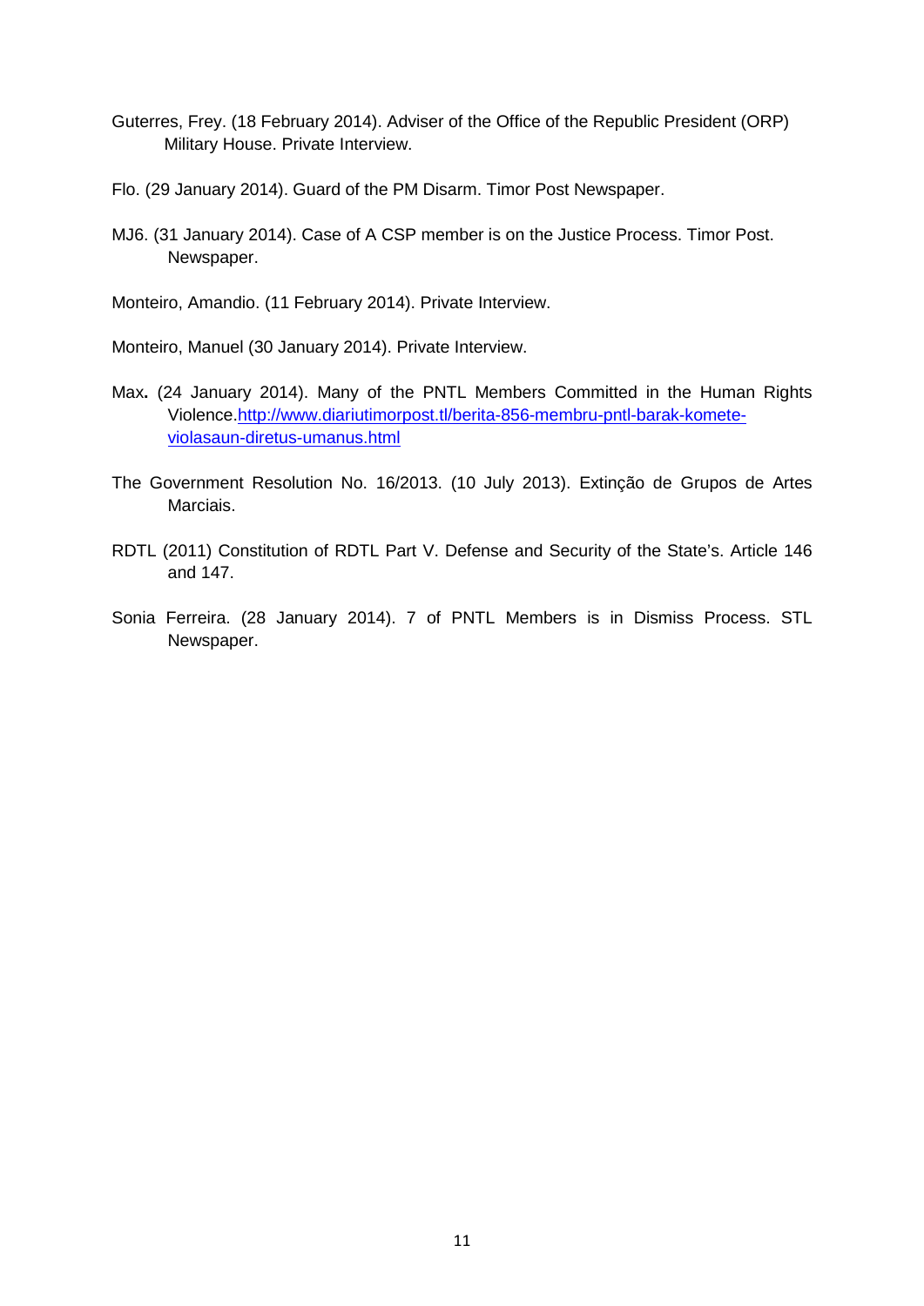Guterres, Frey. (18 February 2014). Adviser of the Office of the Republic President (ORP) Military House. Private Interview.

Flo. (29 January 2014). Guard of the PM Disarm. Timor Post Newspaper.

MJ6. (31 January 2014). Case of A CSP member is on the Justice Process. Timor Post. Newspaper.

Monteiro, Amandio. (11 February 2014). Private Interview.

Monteiro, Manuel (30 January 2014). Private Interview.

Max**.** (24 January 2014). Many of the PNTL Members Committed in the Human Rights Violence.http://www.diariutimorpost.tl/berita-856-membru-pntl-barak-komete-violasaun-diretus-umanus.html

The Government Resolution No. 16/2013. (10 July 2013). Extinção de Grupos de Artes Marciais.

RDTL (2011) Constitution of RDTL Part V. Defense and Security of the State's. Article 146 and 147.

Sonia Ferreira. (28 January 2014). 7 of PNTL Members is in Dismiss Process. STL Newspaper.